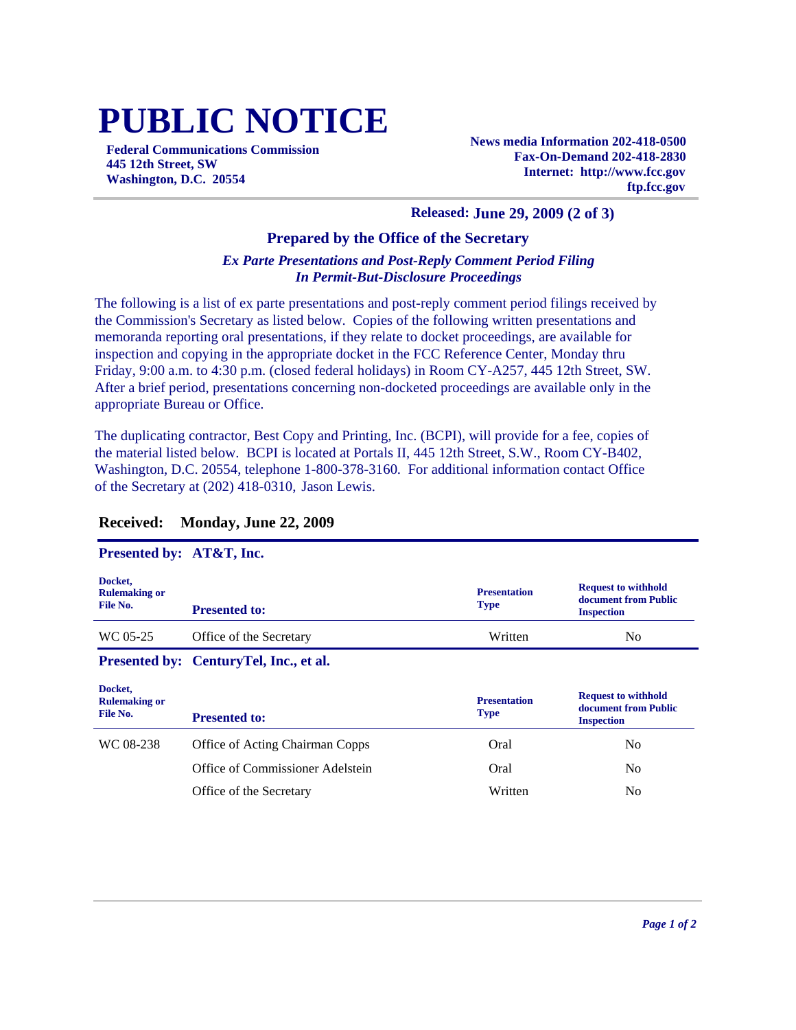# PUBLIC NOTICE

**Federal Communications Commission**
**445 12th Street, SW**
**Washington, D.C. 20554**

**News media Information 202-418-0500**
**Fax-On-Demand 202-418-2830**
**Internet: http://www.fcc.gov**
**ftp.fcc.gov**

**Released: June 29, 2009 (2 of 3)**

### Prepared by the Office of the Secretary

***Ex Parte Presentations and Post-Reply Comment Period Filing***
***In Permit-But-Disclosure Proceedings***

The following is a list of ex parte presentations and post-reply comment period filings received by the Commission's Secretary as listed below. Copies of the following written presentations and memoranda reporting oral presentations, if they relate to docket proceedings, are available for inspection and copying in the appropriate docket in the FCC Reference Center, Monday thru Friday, 9:00 a.m. to 4:30 p.m. (closed federal holidays) in Room CY-A257, 445 12th Street, SW. After a brief period, presentations concerning non-docketed proceedings are available only in the appropriate Bureau or Office.

The duplicating contractor, Best Copy and Printing, Inc. (BCPI), will provide for a fee, copies of the material listed below. BCPI is located at Portals II, 445 12th Street, S.W., Room CY-B402, Washington, D.C. 20554, telephone 1-800-378-3160. For additional information contact Office of the Secretary at (202) 418-0310, Jason Lewis.

## Received: Monday, June 22, 2009

**Presented by: AT&T, Inc.**

| Docket, Rulemaking or File No. | Presented to: | Presentation Type | Request to withhold document from Public Inspection |
|---|---|---|---|
| WC 05-25 | Office of the Secretary | Written | No |

**Presented by: CenturyTel, Inc., et al.**

| Docket, Rulemaking or File No. | Presented to: | Presentation Type | Request to withhold document from Public Inspection |
|---|---|---|---|
| WC 08-238 | Office of Acting Chairman Copps | Oral | No |
| | Office of Commissioner Adelstein | Oral | No |
| | Office of the Secretary | Written | No |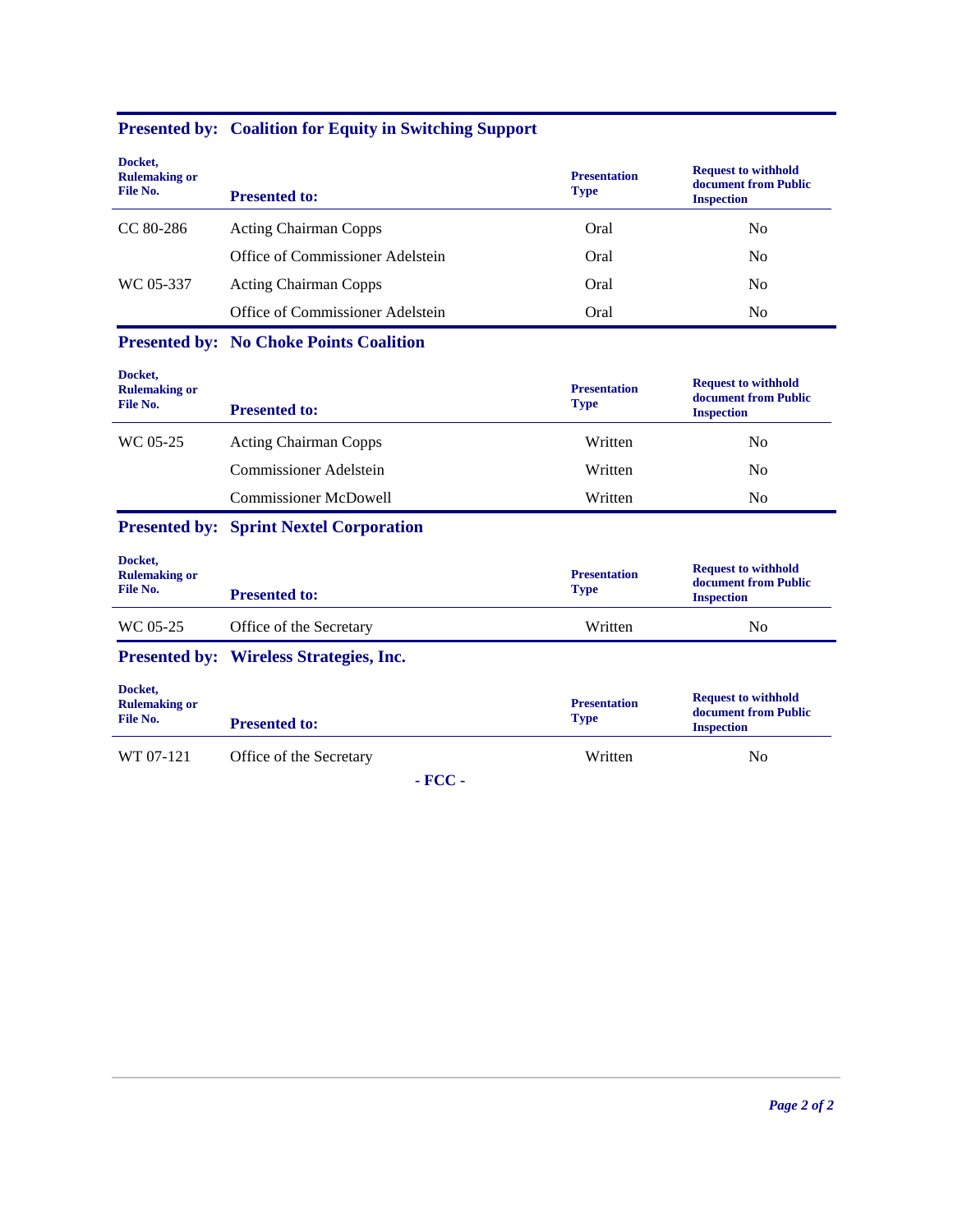## Presented by: Coalition for Equity in Switching Support

| Docket, Rulemaking or File No. | Presented to: | Presentation Type | Request to withhold document from Public Inspection |
|---|---|---|---|
| CC 80-286 | Acting Chairman Copps | Oral | No |
| | Office of Commissioner Adelstein | Oral | No |
| WC 05-337 | Acting Chairman Copps | Oral | No |
| | Office of Commissioner Adelstein | Oral | No |

## Presented by: No Choke Points Coalition

| Docket, Rulemaking or File No. | Presented to: | Presentation Type | Request to withhold document from Public Inspection |
|---|---|---|---|
| WC 05-25 | Acting Chairman Copps | Written | No |
| | Commissioner Adelstein | Written | No |
| | Commissioner McDowell | Written | No |

## Presented by: Sprint Nextel Corporation

| Docket, Rulemaking or File No. | Presented to: | Presentation Type | Request to withhold document from Public Inspection |
|---|---|---|---|
| WC 05-25 | Office of the Secretary | Written | No |

## Presented by: Wireless Strategies, Inc.

| Docket, Rulemaking or File No. | Presented to: | Presentation Type | Request to withhold document from Public Inspection |
|---|---|---|---|
| WT 07-121 | Office of the Secretary | Written | No |

**- FCC -**